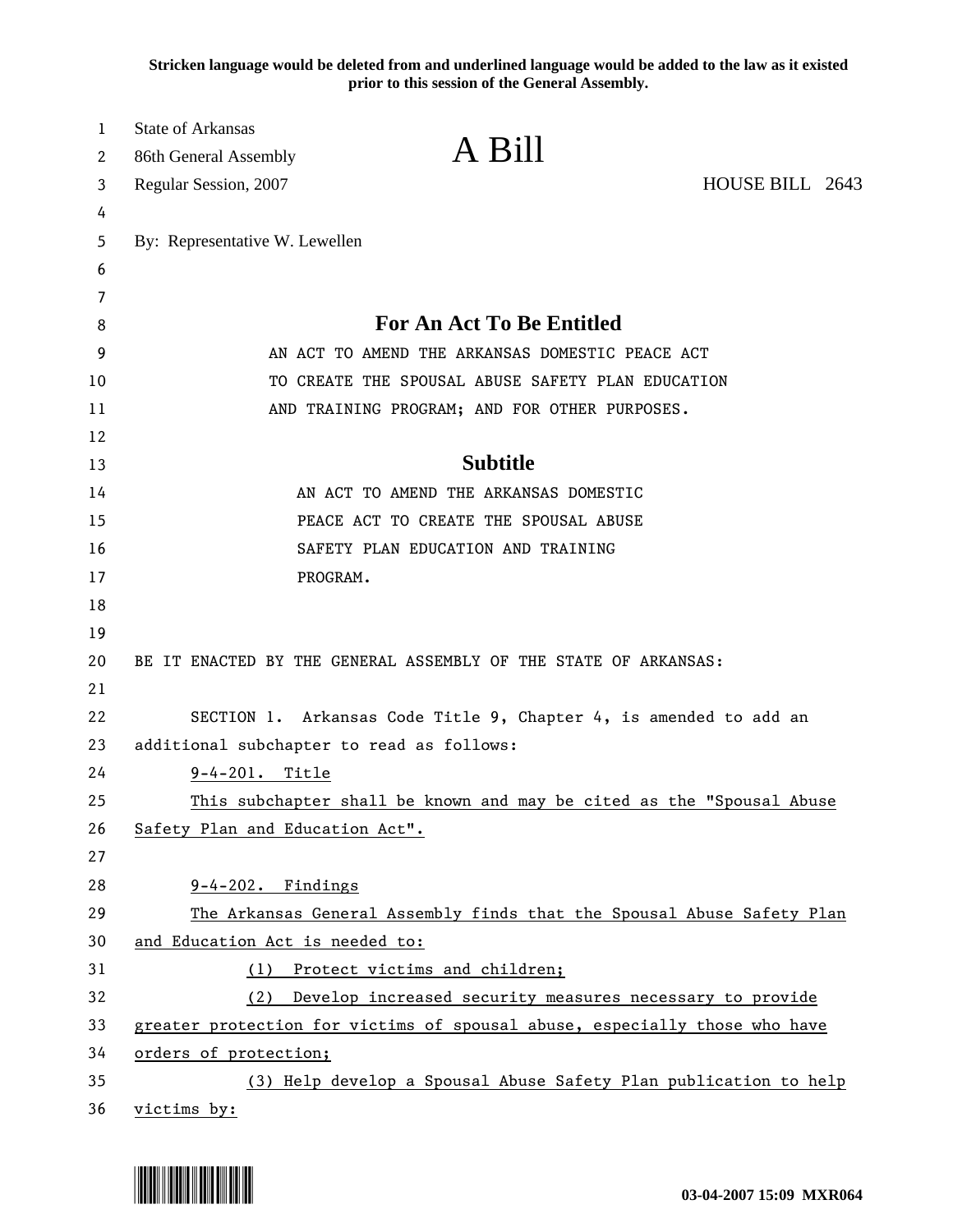**Stricken language would be deleted from and underlined language would be added to the law as it existed prior to this session of the General Assembly.**

State of Arkansas
86th General Assembly
Regular Session, 2007

# A Bill

HOUSE BILL 2643

By: Representative W. Lewellen

## For An Act To Be Entitled

AN ACT TO AMEND THE ARKANSAS DOMESTIC PEACE ACT TO CREATE THE SPOUSAL ABUSE SAFETY PLAN EDUCATION AND TRAINING PROGRAM; AND FOR OTHER PURPOSES.

## Subtitle

AN ACT TO AMEND THE ARKANSAS DOMESTIC PEACE ACT TO CREATE THE SPOUSAL ABUSE SAFETY PLAN EDUCATION AND TRAINING PROGRAM.

BE IT ENACTED BY THE GENERAL ASSEMBLY OF THE STATE OF ARKANSAS:

SECTION 1. Arkansas Code Title 9, Chapter 4, is amended to add an additional subchapter to read as follows:

9-4-201. Title

This subchapter shall be known and may be cited as the "Spousal Abuse Safety Plan and Education Act".

9-4-202. Findings

The Arkansas General Assembly finds that the Spousal Abuse Safety Plan and Education Act is needed to:

(1) Protect victims and children;

(2) Develop increased security measures necessary to provide greater protection for victims of spousal abuse, especially those who have orders of protection;

(3) Help develop a Spousal Abuse Safety Plan publication to help victims by:

03-04-2007 15:09 MXR064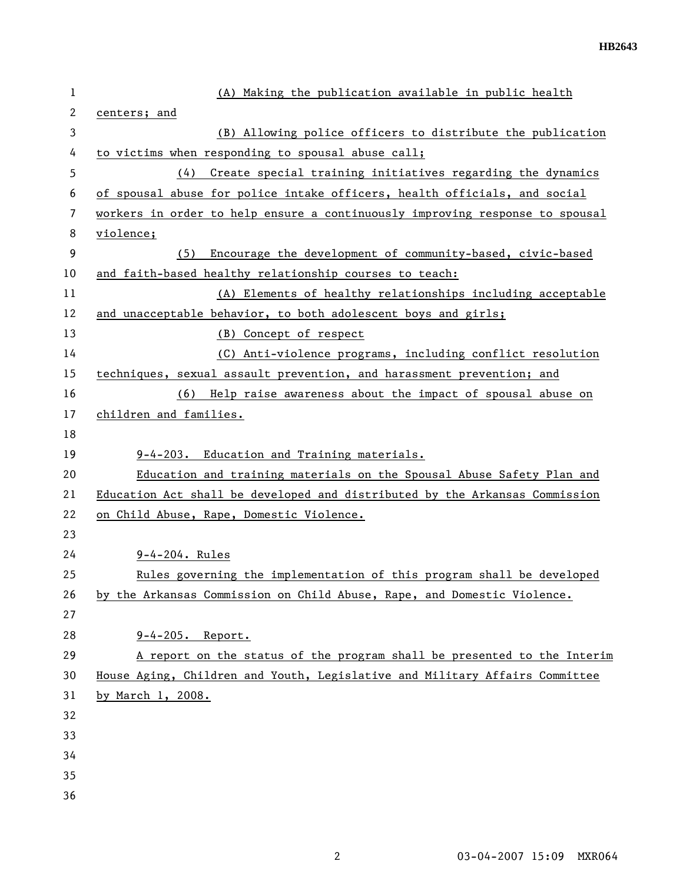(A) Making the publication available in public health centers; and

(B) Allowing police officers to distribute the publication to victims when responding to spousal abuse call;

(4) Create special training initiatives regarding the dynamics of spousal abuse for police intake officers, health officials, and social workers in order to help ensure a continuously improving response to spousal violence;

(5) Encourage the development of community-based, civic-based and faith-based healthy relationship courses to teach:

(A) Elements of healthy relationships including acceptable and unacceptable behavior, to both adolescent boys and girls;

(B) Concept of respect

(C) Anti-violence programs, including conflict resolution techniques, sexual assault prevention, and harassment prevention; and

(6) Help raise awareness about the impact of spousal abuse on children and families.

9-4-203. Education and Training materials.

Education and training materials on the Spousal Abuse Safety Plan and Education Act shall be developed and distributed by the Arkansas Commission on Child Abuse, Rape, Domestic Violence.

9-4-204. Rules

Rules governing the implementation of this program shall be developed by the Arkansas Commission on Child Abuse, Rape, and Domestic Violence.

9-4-205. Report.

A report on the status of the program shall be presented to the Interim House Aging, Children and Youth, Legislative and Military Affairs Committee by March 1, 2008.